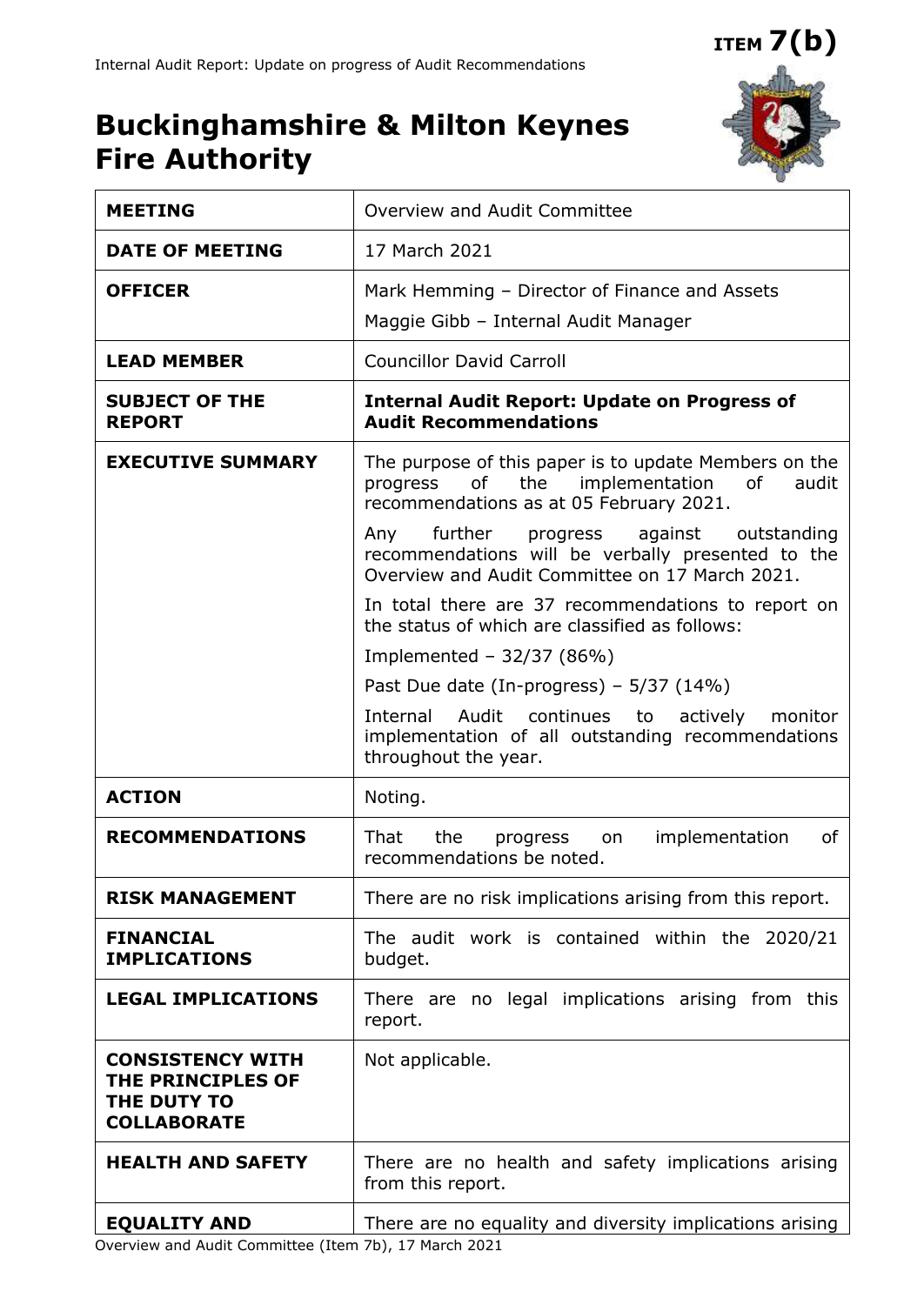**ITEM 7(b)**

# Buckinghamshire & Milton Keynes Fire Authority

| | |
|---|---|
| **MEETING** | Overview and Audit Committee |
| **DATE OF MEETING** | 17 March 2021 |
| **OFFICER** | Mark Hemming – Director of Finance and Assets<br><br>Maggie Gibb – Internal Audit Manager |
| **LEAD MEMBER** | Councillor David Carroll |
| **SUBJECT OF THE REPORT** | **Internal Audit Report: Update on Progress of Audit Recommendations** |
| **EXECUTIVE SUMMARY** | The purpose of this paper is to update Members on the progress of the implementation of audit recommendations as at 05 February 2021.<br><br>Any further progress against outstanding recommendations will be verbally presented to the Overview and Audit Committee on 17 March 2021.<br><br>In total there are 37 recommendations to report on the status of which are classified as follows:<br><br>Implemented – 32/37 (86%)<br><br>Past Due date (In-progress) – 5/37 (14%)<br><br>Internal Audit continues to actively monitor implementation of all outstanding recommendations throughout the year. |
| **ACTION** | Noting. |
| **RECOMMENDATIONS** | That the progress on implementation of recommendations be noted. |
| **RISK MANAGEMENT** | There are no risk implications arising from this report. |
| **FINANCIAL IMPLICATIONS** | The audit work is contained within the 2020/21 budget. |
| **LEGAL IMPLICATIONS** | There are no legal implications arising from this report. |
| **CONSISTENCY WITH THE PRINCIPLES OF THE DUTY TO COLLABORATE** | Not applicable. |
| **HEALTH AND SAFETY** | There are no health and safety implications arising from this report. |
| **EQUALITY AND** | There are no equality and diversity implications arising |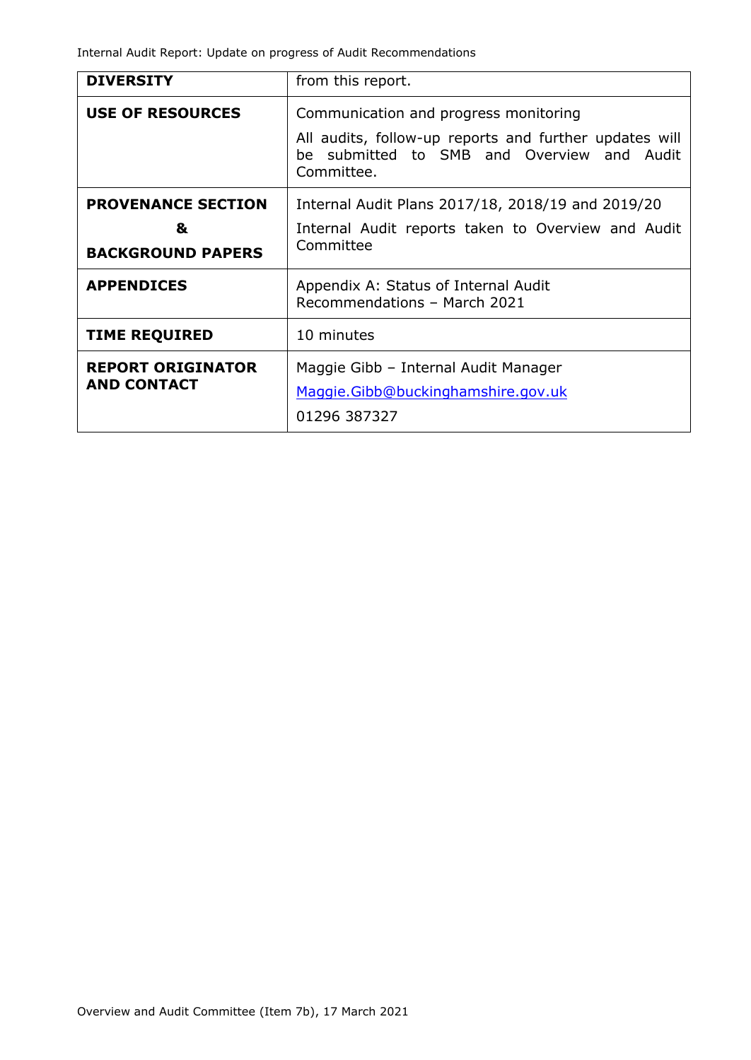| **DIVERSITY** | from this report. |
|---|---|
| **USE OF RESOURCES** | Communication and progress monitoring<br>All audits, follow-up reports and further updates will be submitted to SMB and Overview and Audit Committee. |
| **PROVENANCE SECTION**<br>**&**<br>**BACKGROUND PAPERS** | Internal Audit Plans 2017/18, 2018/19 and 2019/20<br>Internal Audit reports taken to Overview and Audit Committee |
| **APPENDICES** | Appendix A: Status of Internal Audit Recommendations – March 2021 |
| **TIME REQUIRED** | 10 minutes |
| **REPORT ORIGINATOR AND CONTACT** | Maggie Gibb – Internal Audit Manager<br>Maggie.Gibb@buckinghamshire.gov.uk<br>01296 387327 |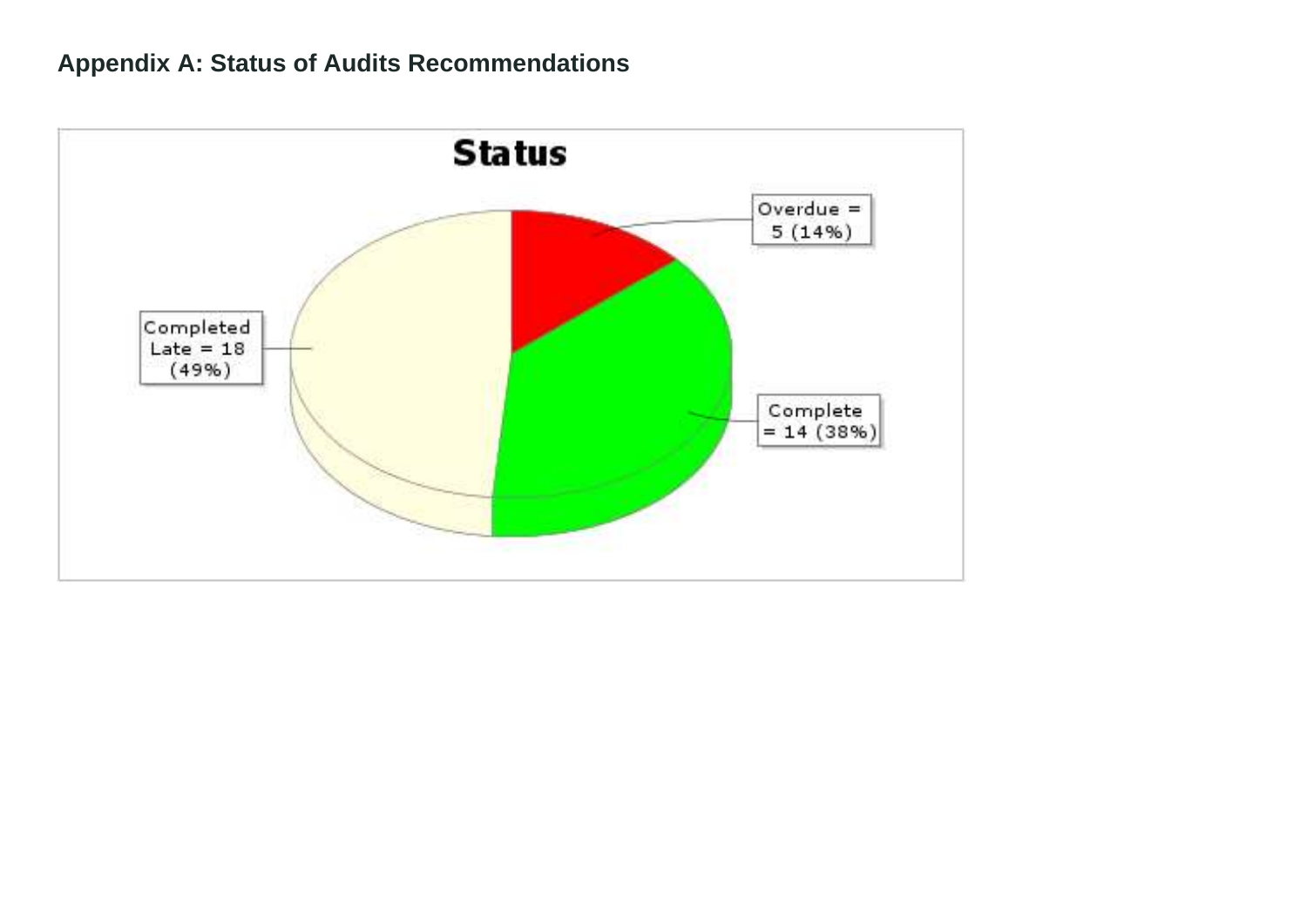## Appendix A: Status of Audits Recommendations

**Status**

Overdue = 5 (14%)

Completed Late = 18 (49%)

Complete = 14 (38%)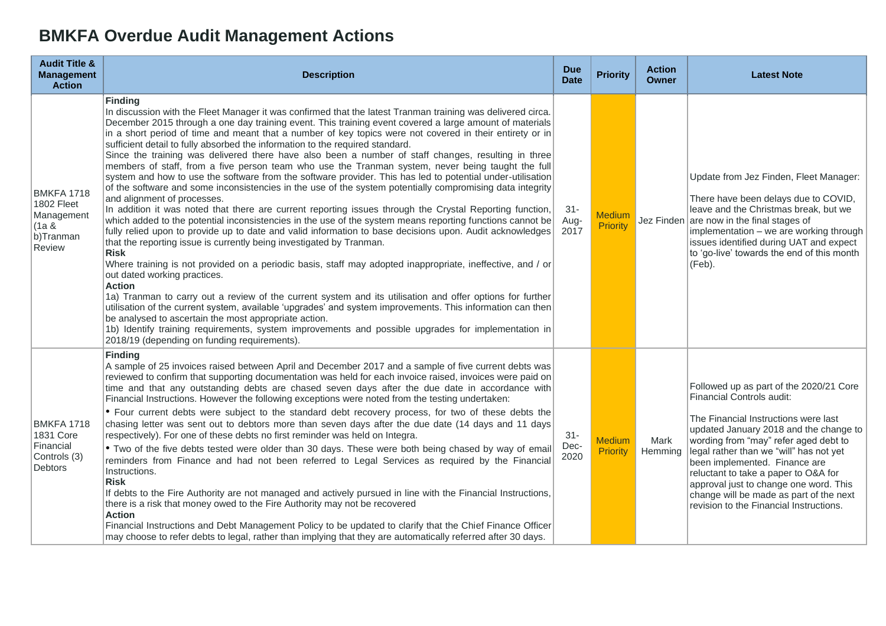# BMKFA Overdue Audit Management Actions

| Audit Title & Management Action | Description | Due Date | Priority | Action Owner | Latest Note |
|---|---|---|---|---|---|
| BMKFA 1718 1802 Fleet Management (1a & b)Tranman Review | **Finding**<br>In discussion with the Fleet Manager it was confirmed that the latest Tranman training was delivered circa. December 2015 through a one day training event. This training event covered a large amount of materials in a short period of time and meant that a number of key topics were not covered in their entirety or in sufficient detail to fully absorbed the information to the required standard.<br>Since the training was delivered there have also been a number of staff changes, resulting in three members of staff, from a five person team who use the Tranman system, never being taught the full system and how to use the software from the software provider. This has led to potential under-utilisation of the software and some inconsistencies in the use of the system potentially compromising data integrity and alignment of processes.<br>In addition it was noted that there are current reporting issues through the Crystal Reporting function, which added to the potential inconsistencies in the use of the system means reporting functions cannot be fully relied upon to provide up to date and valid information to base decisions upon. Audit acknowledges that the reporting issue is currently being investigated by Tranman.<br>**Risk**<br>Where training is not provided on a periodic basis, staff may adopted inappropriate, ineffective, and / or out dated working practices.<br>**Action**<br>1a) Tranman to carry out a review of the current system and its utilisation and offer options for further utilisation of the current system, available 'upgrades' and system improvements. This information can then be analysed to ascertain the most appropriate action.<br>1b) Identify training requirements, system improvements and possible upgrades for implementation in 2018/19 (depending on funding requirements). | 31-Aug-2017 | Medium Priority | Jez Finden | Update from Jez Finden, Fleet Manager:<br><br>There have been delays due to COVID, leave and the Christmas break, but we are now in the final stages of implementation – we are working through issues identified during UAT and expect to 'go-live' towards the end of this month (Feb). |
| BMKFA 1718 1831 Core Financial Controls (3) Debtors | **Finding**<br>A sample of 25 invoices raised between April and December 2017 and a sample of five current debts was reviewed to confirm that supporting documentation was held for each invoice raised, invoices were paid on time and that any outstanding debts are chased seven days after the due date in accordance with Financial Instructions. However the following exceptions were noted from the testing undertaken:<br>• Four current debts were subject to the standard debt recovery process, for two of these debts the chasing letter was sent out to debtors more than seven days after the due date (14 days and 11 days respectively). For one of these debts no first reminder was held on Integra.<br>• Two of the five debts tested were older than 30 days. These were both being chased by way of email reminders from Finance and had not been referred to Legal Services as required by the Financial Instructions.<br>**Risk**<br>If debts to the Fire Authority are not managed and actively pursued in line with the Financial Instructions, there is a risk that money owed to the Fire Authority may not be recovered<br>**Action**<br>Financial Instructions and Debt Management Policy to be updated to clarify that the Chief Finance Officer may choose to refer debts to legal, rather than implying that they are automatically referred after 30 days. | 31-Dec-2020 | Medium Priority | Mark Hemming | Followed up as part of the 2020/21 Core Financial Controls audit:<br><br>The Financial Instructions were last updated January 2018 and the change to wording from "may" refer aged debt to legal rather than we "will" has not yet been implemented. Finance are reluctant to take a paper to O&A for approval just to change one word. This change will be made as part of the next revision to the Financial Instructions. |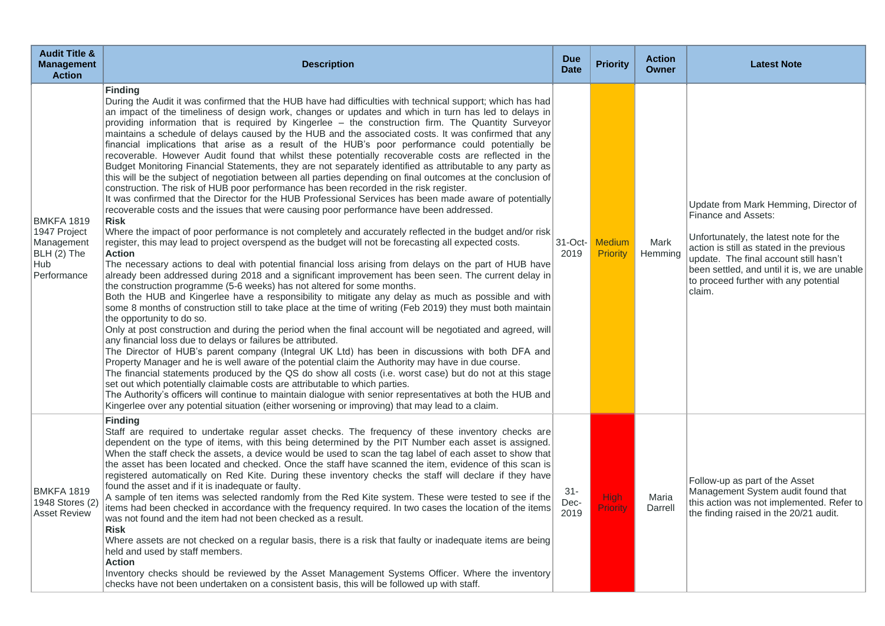| Audit Title & Management Action | Description | Due Date | Priority | Action Owner | Latest Note |
|---|---|---|---|---|---|
| BMKFA 1819 1947 Project Management BLH (2) The Hub Performance | **Finding**<br>During the Audit it was confirmed that the HUB have had difficulties with technical support; which has had an impact of the timeliness of design work, changes or updates and which in turn has led to delays in providing information that is required by Kingerlee – the construction firm. The Quantity Surveyor maintains a schedule of delays caused by the HUB and the associated costs. It was confirmed that any financial implications that arise as a result of the HUB's poor performance could potentially be recoverable. However Audit found that whilst these potentially recoverable costs are reflected in the Budget Monitoring Financial Statements, they are not separately identified as attributable to any party as this will be the subject of negotiation between all parties depending on final outcomes at the conclusion of construction. The risk of HUB poor performance has been recorded in the risk register.<br>It was confirmed that the Director for the HUB Professional Services has been made aware of potentially recoverable costs and the issues that were causing poor performance have been addressed.<br>**Risk**<br>Where the impact of poor performance is not completely and accurately reflected in the budget and/or risk register, this may lead to project overspend as the budget will not be forecasting all expected costs.<br>**Action**<br>The necessary actions to deal with potential financial loss arising from delays on the part of HUB have already been addressed during 2018 and a significant improvement has been seen. The current delay in the construction programme (5-6 weeks) has not altered for some months.<br>Both the HUB and Kingerlee have a responsibility to mitigate any delay as much as possible and with some 8 months of construction still to take place at the time of writing (Feb 2019) they must both maintain the opportunity to do so.<br>Only at post construction and during the period when the final account will be negotiated and agreed, will any financial loss due to delays or failures be attributed.<br>The Director of HUB's parent company (Integral UK Ltd) has been in discussions with both DFA and Property Manager and he is well aware of the potential claim the Authority may have in due course.<br>The financial statements produced by the QS do show all costs (i.e. worst case) but do not at this stage set out which potentially claimable costs are attributable to which parties.<br>The Authority's officers will continue to maintain dialogue with senior representatives at both the HUB and Kingerlee over any potential situation (either worsening or improving) that may lead to a claim. | 31-Oct-2019 | Medium Priority | Mark Hemming | Update from Mark Hemming, Director of Finance and Assets:<br><br>Unfortunately, the latest note for the action is still as stated in the previous update. The final account still hasn't been settled, and until it is, we are unable to proceed further with any potential claim. |
| BMKFA 1819 1948 Stores (2) Asset Review | **Finding**<br>Staff are required to undertake regular asset checks. The frequency of these inventory checks are dependent on the type of items, with this being determined by the PIT Number each asset is assigned. When the staff check the assets, a device would be used to scan the tag label of each asset to show that the asset has been located and checked. Once the staff have scanned the item, evidence of this scan is registered automatically on Red Kite. During these inventory checks the staff will declare if they have found the asset and if it is inadequate or faulty.<br>A sample of ten items was selected randomly from the Red Kite system. These were tested to see if the items had been checked in accordance with the frequency required. In two cases the location of the items was not found and the item had not been checked as a result.<br>**Risk**<br>Where assets are not checked on a regular basis, there is a risk that faulty or inadequate items are being held and used by staff members.<br>**Action**<br>Inventory checks should be reviewed by the Asset Management Systems Officer. Where the inventory checks have not been undertaken on a consistent basis, this will be followed up with staff. | 31-Dec-2019 | High Priority | Maria Darrell | Follow-up as part of the Asset Management System audit found that this action was not implemented. Refer to the finding raised in the 20/21 audit. |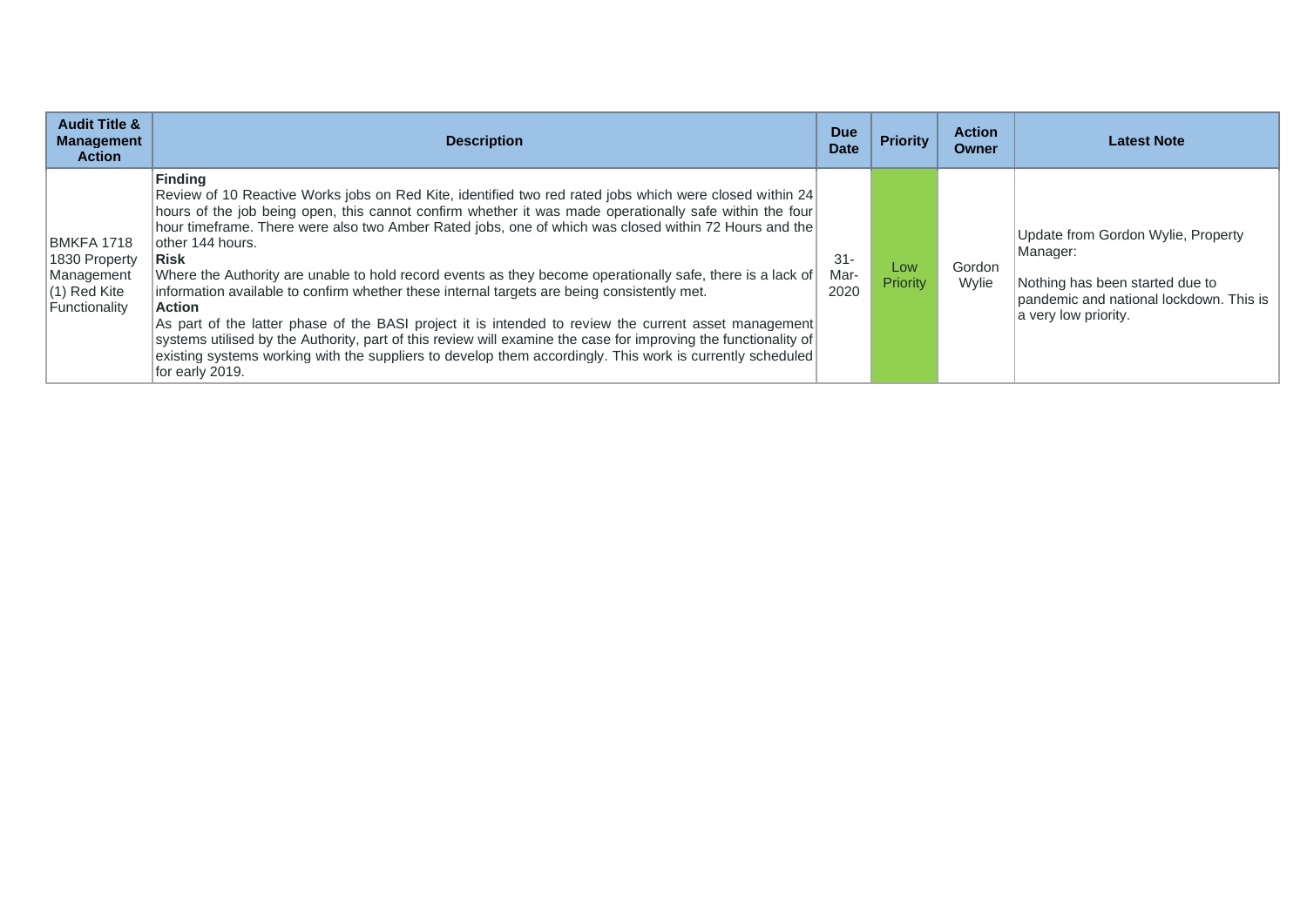| Audit Title & Management Action | Description | Due Date | Priority | Action Owner | Latest Note |
|---|---|---|---|---|---|
| BMKFA 1718 1830 Property Management (1) Red Kite Functionality | **Finding**<br>Review of 10 Reactive Works jobs on Red Kite, identified two red rated jobs which were closed within 24 hours of the job being open, this cannot confirm whether it was made operationally safe within the four hour timeframe. There were also two Amber Rated jobs, one of which was closed within 72 Hours and the other 144 hours.<br>**Risk**<br>Where the Authority are unable to hold record events as they become operationally safe, there is a lack of information available to confirm whether these internal targets are being consistently met.<br>**Action**<br>As part of the latter phase of the BASI project it is intended to review the current asset management systems utilised by the Authority, part of this review will examine the case for improving the functionality of existing systems working with the suppliers to develop them accordingly. This work is currently scheduled for early 2019. | 31-Mar-2020 | Low Priority | Gordon Wylie | Update from Gordon Wylie, Property Manager:<br><br>Nothing has been started due to pandemic and national lockdown. This is a very low priority. |